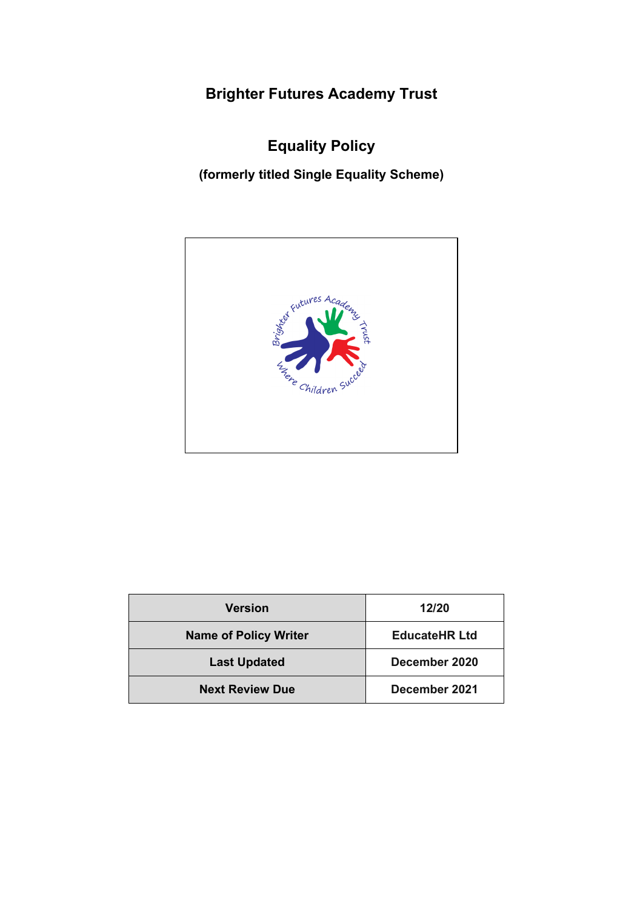# Brighter Futures Academy Trust

## Equality Policy

**(formerly titled Single Equality Scheme)**

| Version | 12/20 |
|---|---|
| Name of Policy Writer | EducateHR Ltd |
| Last Updated | December 2020 |
| Next Review Due | December 2021 |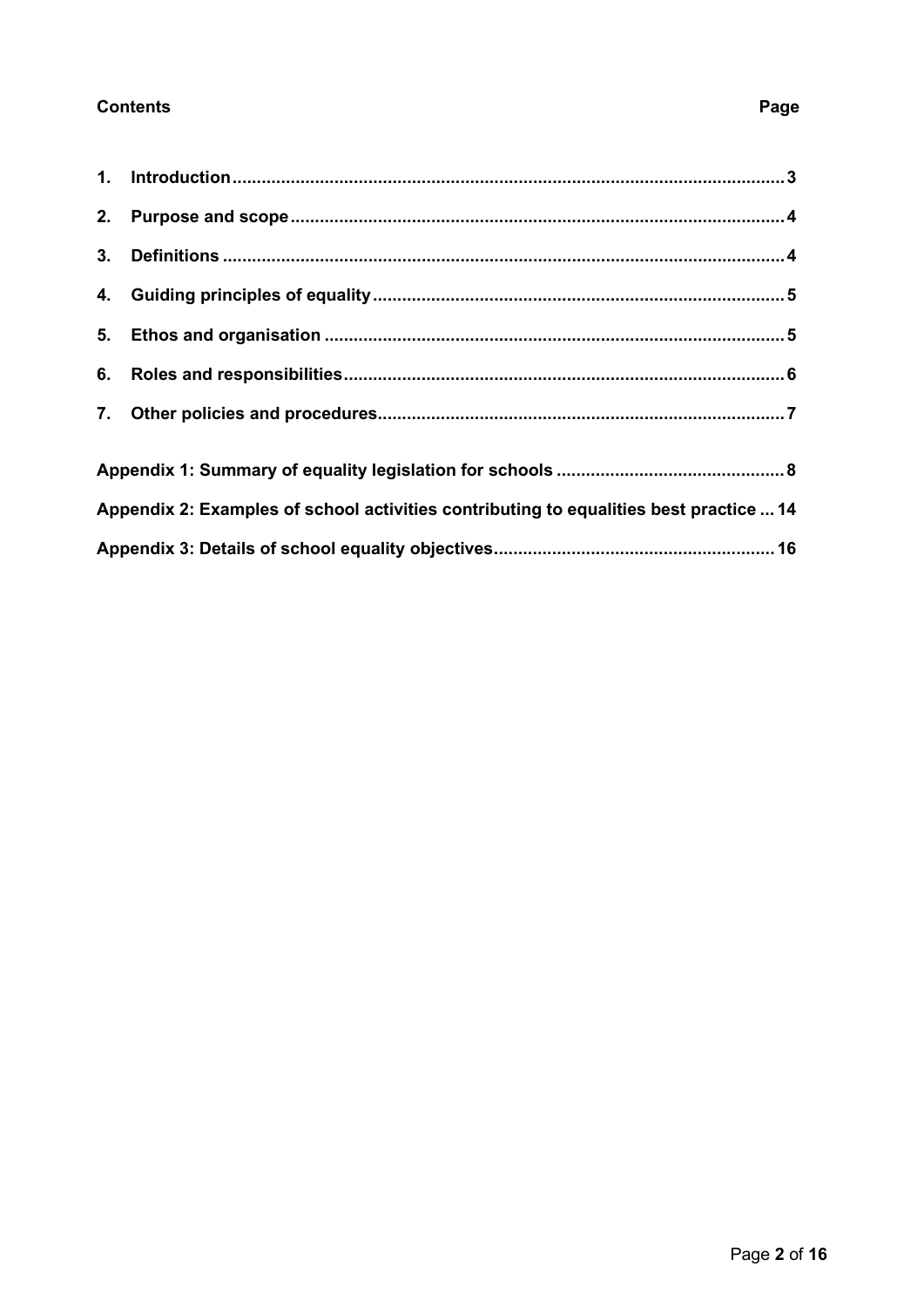**Contents** **Page**

| | | |
|---|---|---|
| 1. | Introduction | 3 |
| 2. | Purpose and scope | 4 |
| 3. | Definitions | 4 |
| 4. | Guiding principles of equality | 5 |
| 5. | Ethos and organisation | 5 |
| 6. | Roles and responsibilities | 6 |
| 7. | Other policies and procedures | 7 |

**Appendix 1: Summary of equality legislation for schools** ... 8

**Appendix 2: Examples of school activities contributing to equalities best practice** ... 14

**Appendix 3: Details of school equality objectives** ... 16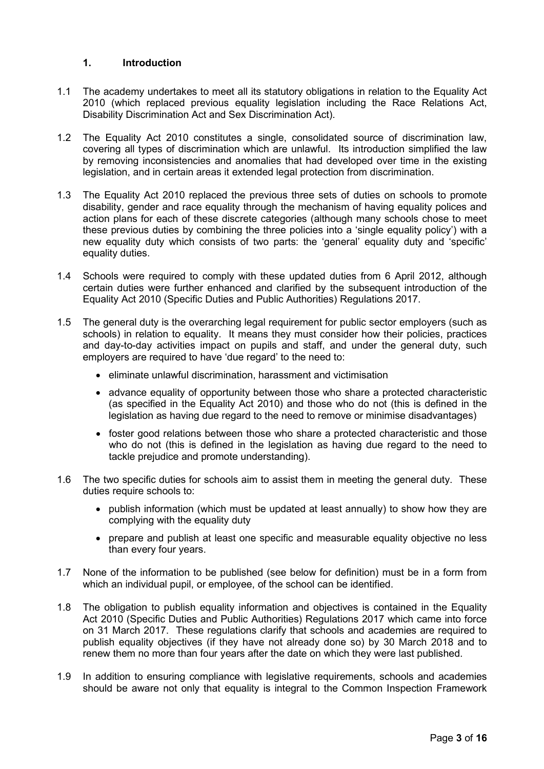## 1. Introduction

1.1 The academy undertakes to meet all its statutory obligations in relation to the Equality Act 2010 (which replaced previous equality legislation including the Race Relations Act, Disability Discrimination Act and Sex Discrimination Act).

1.2 The Equality Act 2010 constitutes a single, consolidated source of discrimination law, covering all types of discrimination which are unlawful. Its introduction simplified the law by removing inconsistencies and anomalies that had developed over time in the existing legislation, and in certain areas it extended legal protection from discrimination.

1.3 The Equality Act 2010 replaced the previous three sets of duties on schools to promote disability, gender and race equality through the mechanism of having equality polices and action plans for each of these discrete categories (although many schools chose to meet these previous duties by combining the three policies into a 'single equality policy') with a new equality duty which consists of two parts: the 'general' equality duty and 'specific' equality duties.

1.4 Schools were required to comply with these updated duties from 6 April 2012, although certain duties were further enhanced and clarified by the subsequent introduction of the Equality Act 2010 (Specific Duties and Public Authorities) Regulations 2017.

1.5 The general duty is the overarching legal requirement for public sector employers (such as schools) in relation to equality. It means they must consider how their policies, practices and day-to-day activities impact on pupils and staff, and under the general duty, such employers are required to have 'due regard' to the need to:

- eliminate unlawful discrimination, harassment and victimisation
- advance equality of opportunity between those who share a protected characteristic (as specified in the Equality Act 2010) and those who do not (this is defined in the legislation as having due regard to the need to remove or minimise disadvantages)
- foster good relations between those who share a protected characteristic and those who do not (this is defined in the legislation as having due regard to the need to tackle prejudice and promote understanding).

1.6 The two specific duties for schools aim to assist them in meeting the general duty. These duties require schools to:

- publish information (which must be updated at least annually) to show how they are complying with the equality duty
- prepare and publish at least one specific and measurable equality objective no less than every four years.

1.7 None of the information to be published (see below for definition) must be in a form from which an individual pupil, or employee, of the school can be identified.

1.8 The obligation to publish equality information and objectives is contained in the Equality Act 2010 (Specific Duties and Public Authorities) Regulations 2017 which came into force on 31 March 2017. These regulations clarify that schools and academies are required to publish equality objectives (if they have not already done so) by 30 March 2018 and to renew them no more than four years after the date on which they were last published.

1.9 In addition to ensuring compliance with legislative requirements, schools and academies should be aware not only that equality is integral to the Common Inspection Framework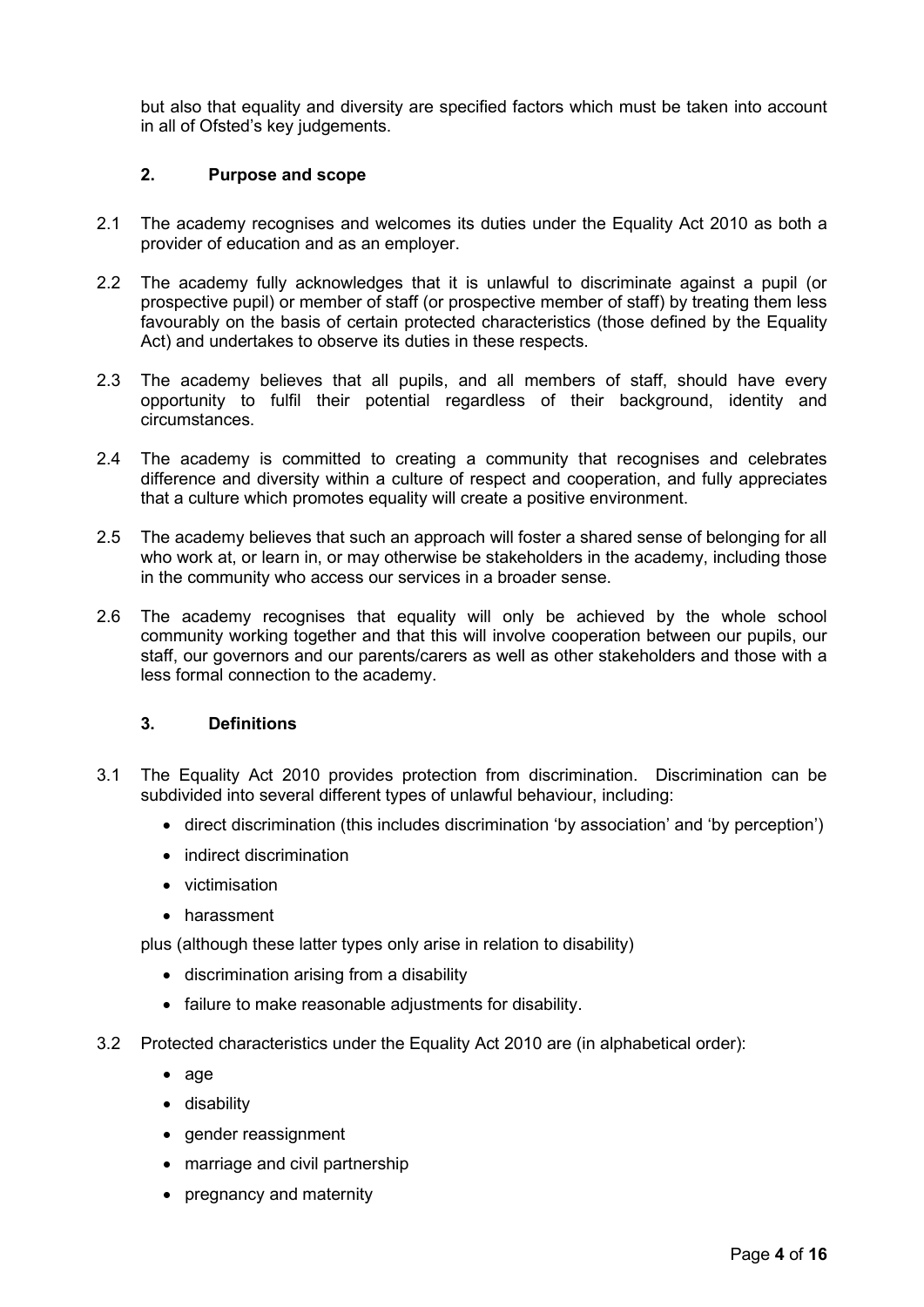but also that equality and diversity are specified factors which must be taken into account in all of Ofsted's key judgements.

## 2. Purpose and scope

2.1 The academy recognises and welcomes its duties under the Equality Act 2010 as both a provider of education and as an employer.

2.2 The academy fully acknowledges that it is unlawful to discriminate against a pupil (or prospective pupil) or member of staff (or prospective member of staff) by treating them less favourably on the basis of certain protected characteristics (those defined by the Equality Act) and undertakes to observe its duties in these respects.

2.3 The academy believes that all pupils, and all members of staff, should have every opportunity to fulfil their potential regardless of their background, identity and circumstances.

2.4 The academy is committed to creating a community that recognises and celebrates difference and diversity within a culture of respect and cooperation, and fully appreciates that a culture which promotes equality will create a positive environment.

2.5 The academy believes that such an approach will foster a shared sense of belonging for all who work at, or learn in, or may otherwise be stakeholders in the academy, including those in the community who access our services in a broader sense.

2.6 The academy recognises that equality will only be achieved by the whole school community working together and that this will involve cooperation between our pupils, our staff, our governors and our parents/carers as well as other stakeholders and those with a less formal connection to the academy.

## 3. Definitions

3.1 The Equality Act 2010 provides protection from discrimination. Discrimination can be subdivided into several different types of unlawful behaviour, including:

- direct discrimination (this includes discrimination 'by association' and 'by perception')
- indirect discrimination
- victimisation
- harassment

plus (although these latter types only arise in relation to disability)

- discrimination arising from a disability
- failure to make reasonable adjustments for disability.

3.2 Protected characteristics under the Equality Act 2010 are (in alphabetical order):

- age
- disability
- gender reassignment
- marriage and civil partnership
- pregnancy and maternity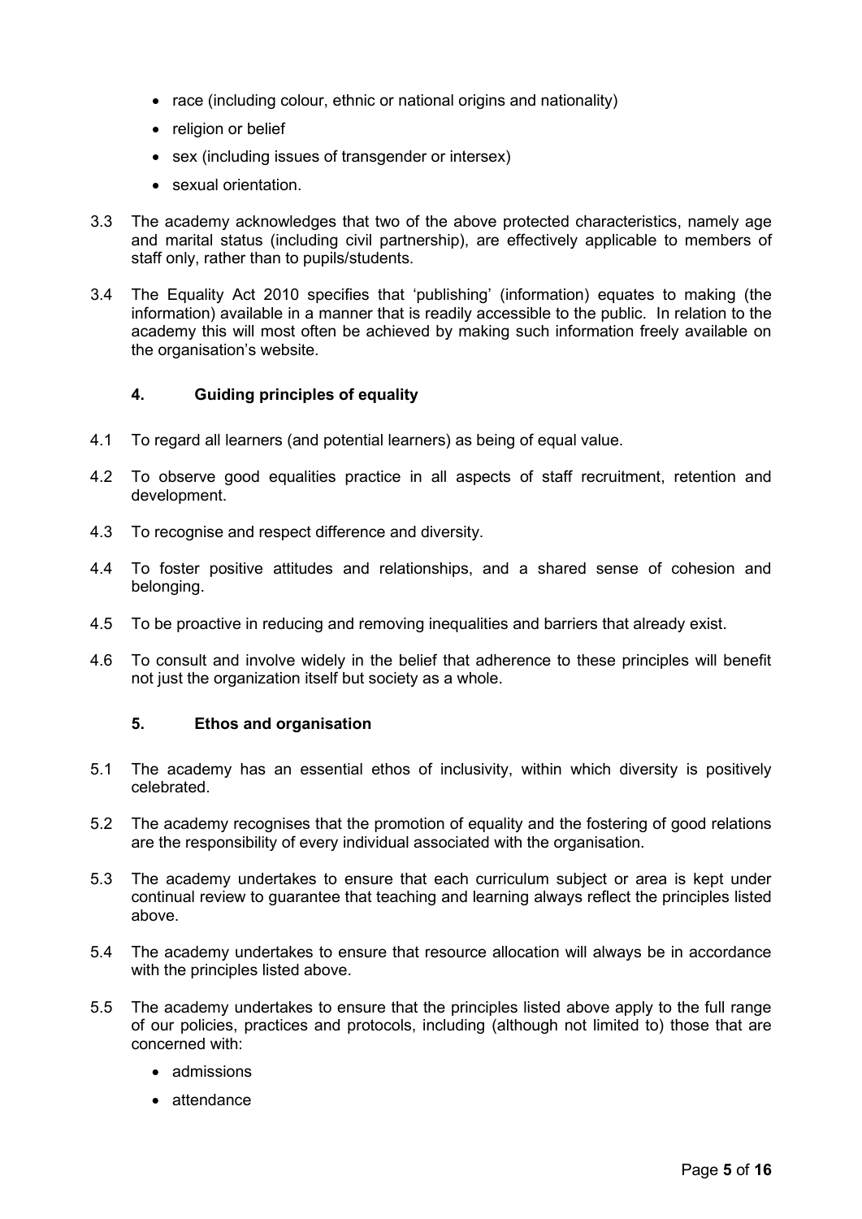- race (including colour, ethnic or national origins and nationality)
- religion or belief
- sex (including issues of transgender or intersex)
- sexual orientation.

3.3 The academy acknowledges that two of the above protected characteristics, namely age and marital status (including civil partnership), are effectively applicable to members of staff only, rather than to pupils/students.

3.4 The Equality Act 2010 specifies that 'publishing' (information) equates to making (the information) available in a manner that is readily accessible to the public. In relation to the academy this will most often be achieved by making such information freely available on the organisation's website.

## 4. Guiding principles of equality

4.1 To regard all learners (and potential learners) as being of equal value.

4.2 To observe good equalities practice in all aspects of staff recruitment, retention and development.

4.3 To recognise and respect difference and diversity.

4.4 To foster positive attitudes and relationships, and a shared sense of cohesion and belonging.

4.5 To be proactive in reducing and removing inequalities and barriers that already exist.

4.6 To consult and involve widely in the belief that adherence to these principles will benefit not just the organization itself but society as a whole.

## 5. Ethos and organisation

5.1 The academy has an essential ethos of inclusivity, within which diversity is positively celebrated.

5.2 The academy recognises that the promotion of equality and the fostering of good relations are the responsibility of every individual associated with the organisation.

5.3 The academy undertakes to ensure that each curriculum subject or area is kept under continual review to guarantee that teaching and learning always reflect the principles listed above.

5.4 The academy undertakes to ensure that resource allocation will always be in accordance with the principles listed above.

5.5 The academy undertakes to ensure that the principles listed above apply to the full range of our policies, practices and protocols, including (although not limited to) those that are concerned with:

- admissions
- attendance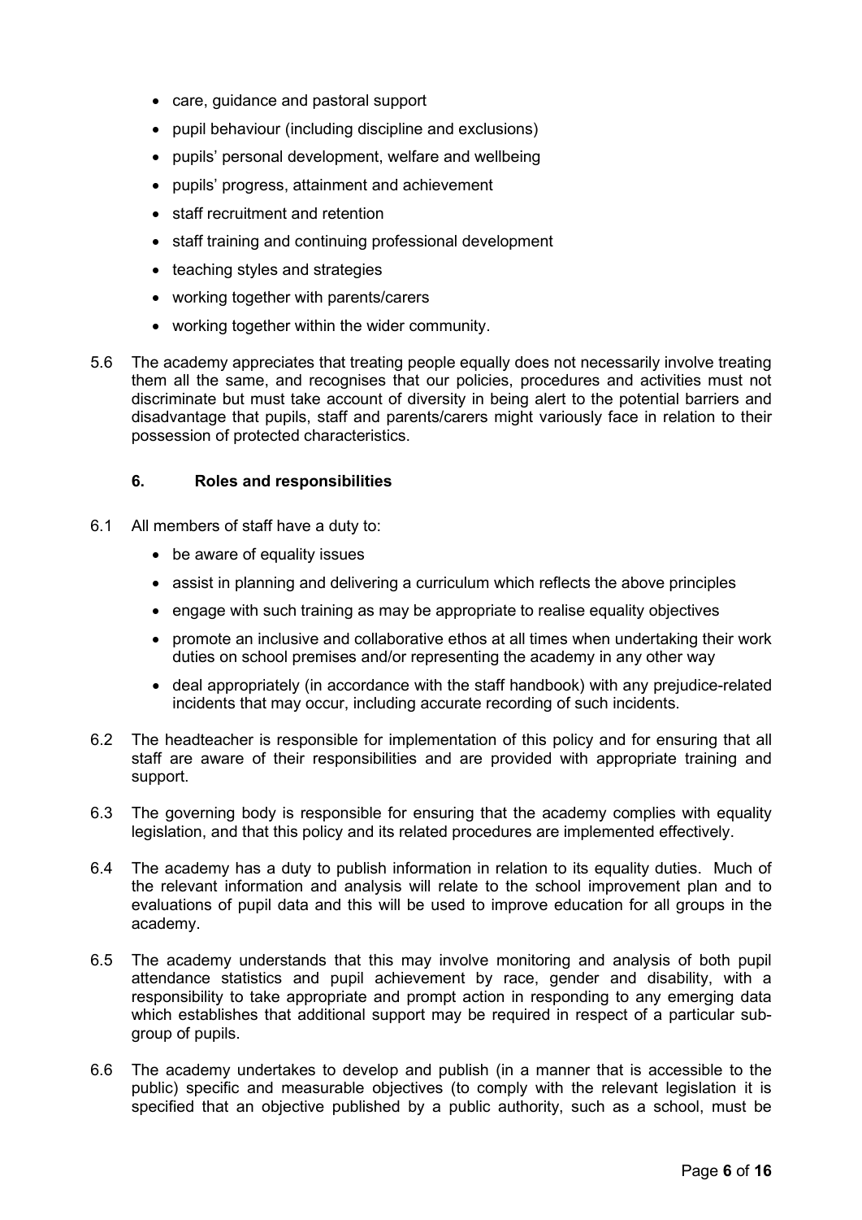- care, guidance and pastoral support
- pupil behaviour (including discipline and exclusions)
- pupils' personal development, welfare and wellbeing
- pupils' progress, attainment and achievement
- staff recruitment and retention
- staff training and continuing professional development
- teaching styles and strategies
- working together with parents/carers
- working together within the wider community.

5.6 The academy appreciates that treating people equally does not necessarily involve treating them all the same, and recognises that our policies, procedures and activities must not discriminate but must take account of diversity in being alert to the potential barriers and disadvantage that pupils, staff and parents/carers might variously face in relation to their possession of protected characteristics.

## 6. Roles and responsibilities

6.1 All members of staff have a duty to:

- be aware of equality issues
- assist in planning and delivering a curriculum which reflects the above principles
- engage with such training as may be appropriate to realise equality objectives
- promote an inclusive and collaborative ethos at all times when undertaking their work duties on school premises and/or representing the academy in any other way
- deal appropriately (in accordance with the staff handbook) with any prejudice-related incidents that may occur, including accurate recording of such incidents.

6.2 The headteacher is responsible for implementation of this policy and for ensuring that all staff are aware of their responsibilities and are provided with appropriate training and support.

6.3 The governing body is responsible for ensuring that the academy complies with equality legislation, and that this policy and its related procedures are implemented effectively.

6.4 The academy has a duty to publish information in relation to its equality duties. Much of the relevant information and analysis will relate to the school improvement plan and to evaluations of pupil data and this will be used to improve education for all groups in the academy.

6.5 The academy understands that this may involve monitoring and analysis of both pupil attendance statistics and pupil achievement by race, gender and disability, with a responsibility to take appropriate and prompt action in responding to any emerging data which establishes that additional support may be required in respect of a particular sub-group of pupils.

6.6 The academy undertakes to develop and publish (in a manner that is accessible to the public) specific and measurable objectives (to comply with the relevant legislation it is specified that an objective published by a public authority, such as a school, must be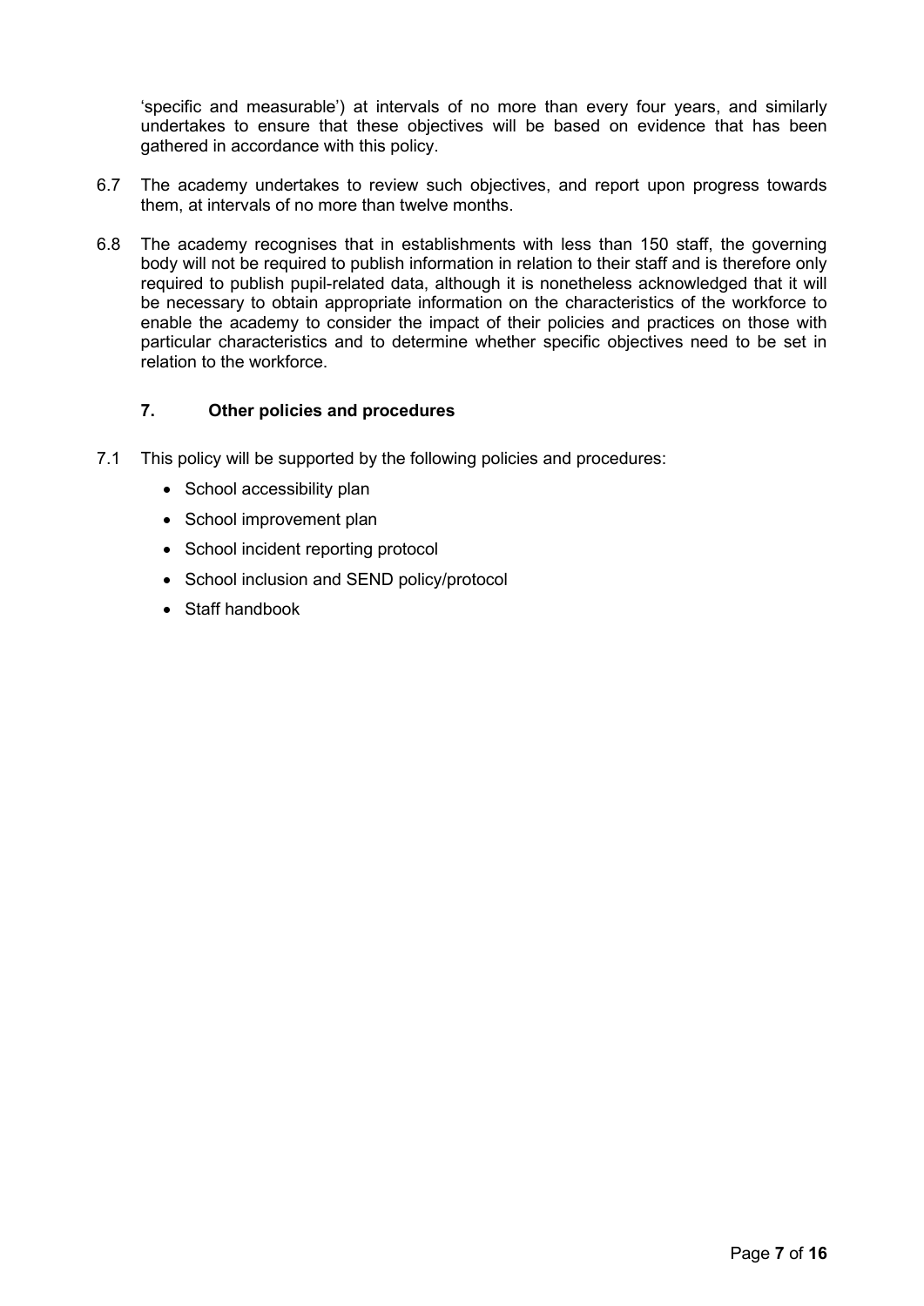'specific and measurable') at intervals of no more than every four years, and similarly undertakes to ensure that these objectives will be based on evidence that has been gathered in accordance with this policy.

6.7 The academy undertakes to review such objectives, and report upon progress towards them, at intervals of no more than twelve months.

6.8 The academy recognises that in establishments with less than 150 staff, the governing body will not be required to publish information in relation to their staff and is therefore only required to publish pupil-related data, although it is nonetheless acknowledged that it will be necessary to obtain appropriate information on the characteristics of the workforce to enable the academy to consider the impact of their policies and practices on those with particular characteristics and to determine whether specific objectives need to be set in relation to the workforce.

## 7. Other policies and procedures

7.1 This policy will be supported by the following policies and procedures:

- School accessibility plan
- School improvement plan
- School incident reporting protocol
- School inclusion and SEND policy/protocol
- Staff handbook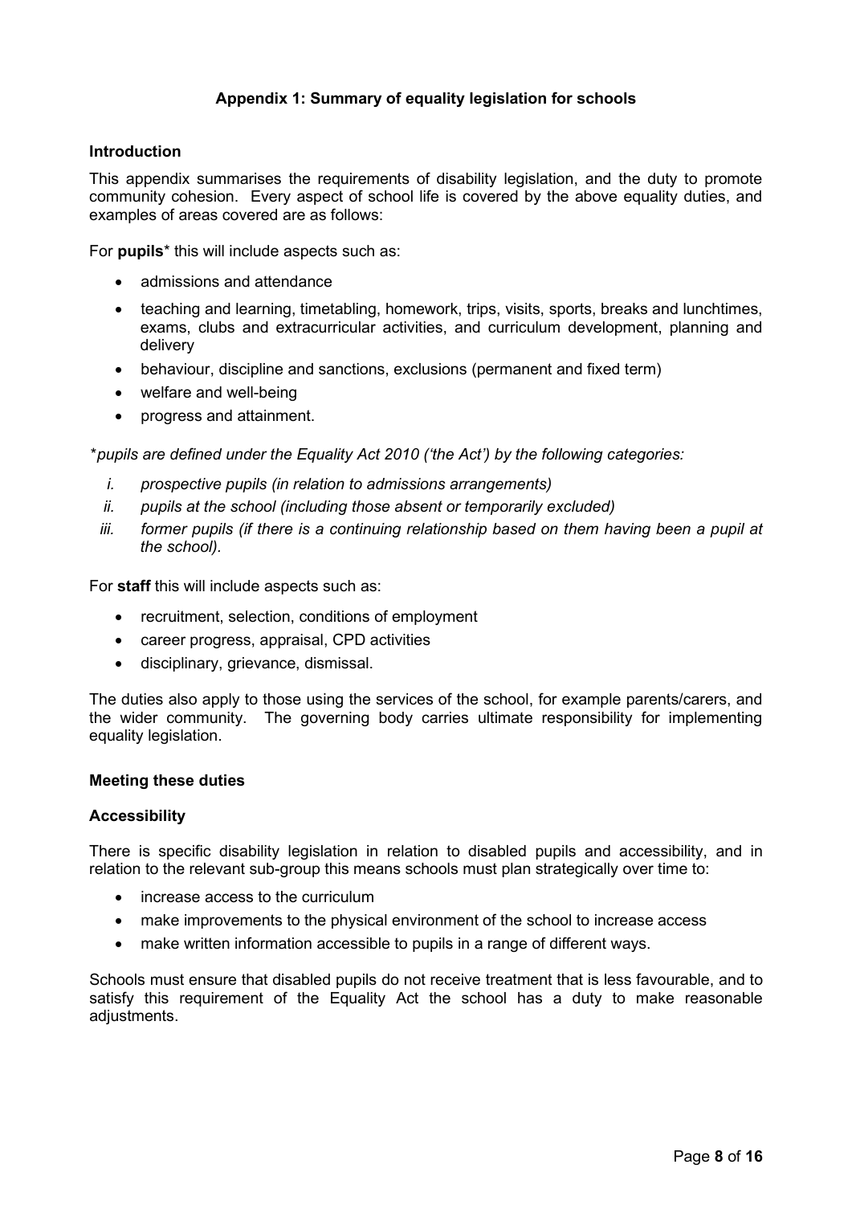## Appendix 1: Summary of equality legislation for schools

### Introduction

This appendix summarises the requirements of disability legislation, and the duty to promote community cohesion. Every aspect of school life is covered by the above equality duties, and examples of areas covered are as follows:

For **pupils*** this will include aspects such as:

- admissions and attendance
- teaching and learning, timetabling, homework, trips, visits, sports, breaks and lunchtimes, exams, clubs and extracurricular activities, and curriculum development, planning and delivery
- behaviour, discipline and sanctions, exclusions (permanent and fixed term)
- welfare and well-being
- progress and attainment.

**pupils are defined under the Equality Act 2010 ('the Act') by the following categories:*

*i. prospective pupils (in relation to admissions arrangements)*
*ii. pupils at the school (including those absent or temporarily excluded)*
*iii. former pupils (if there is a continuing relationship based on them having been a pupil at the school).*

For **staff** this will include aspects such as:

- recruitment, selection, conditions of employment
- career progress, appraisal, CPD activities
- disciplinary, grievance, dismissal.

The duties also apply to those using the services of the school, for example parents/carers, and the wider community. The governing body carries ultimate responsibility for implementing equality legislation.

### Meeting these duties

### Accessibility

There is specific disability legislation in relation to disabled pupils and accessibility, and in relation to the relevant sub-group this means schools must plan strategically over time to:

- increase access to the curriculum
- make improvements to the physical environment of the school to increase access
- make written information accessible to pupils in a range of different ways.

Schools must ensure that disabled pupils do not receive treatment that is less favourable, and to satisfy this requirement of the Equality Act the school has a duty to make reasonable adjustments.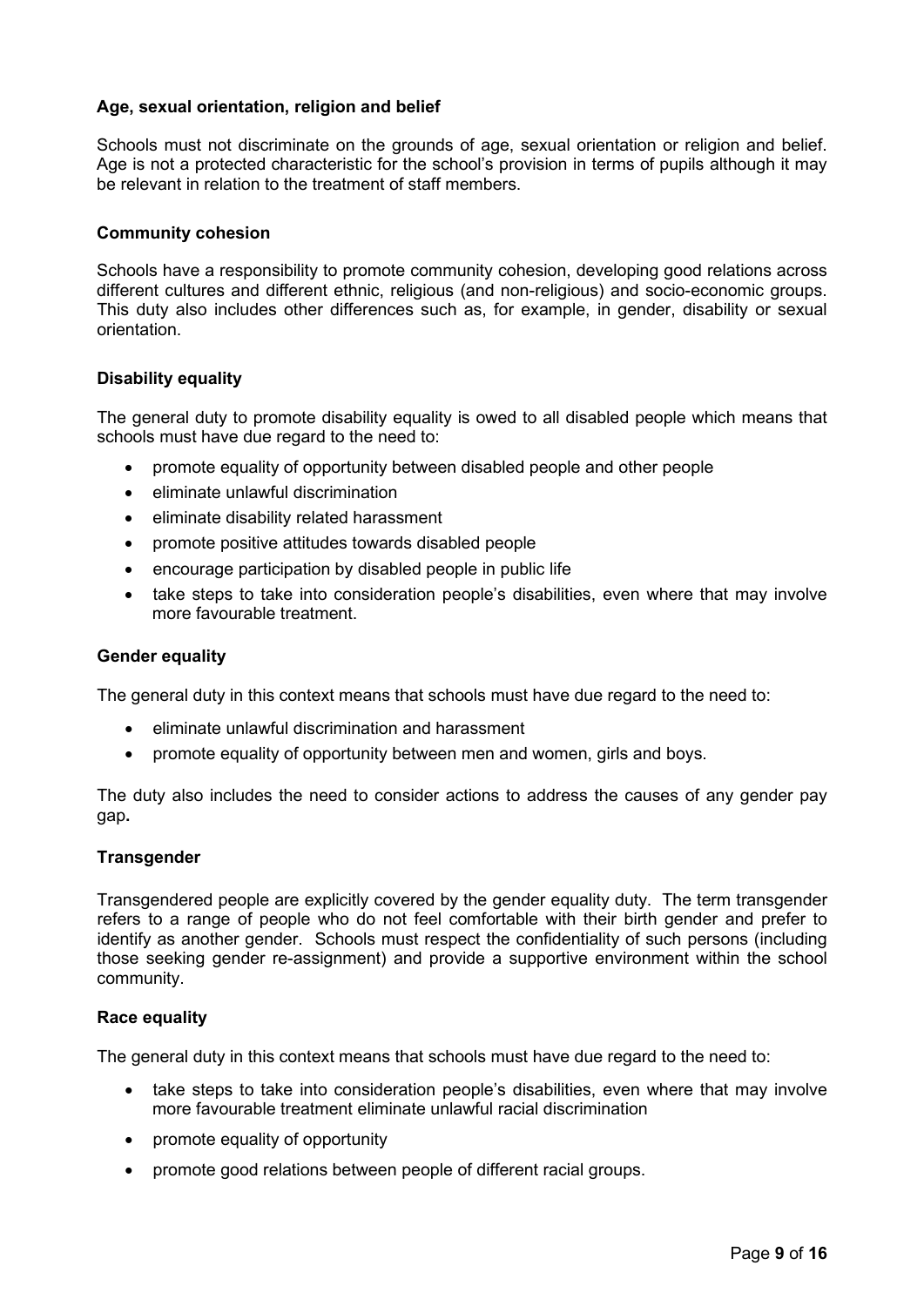**Age, sexual orientation, religion and belief**

Schools must not discriminate on the grounds of age, sexual orientation or religion and belief. Age is not a protected characteristic for the school's provision in terms of pupils although it may be relevant in relation to the treatment of staff members.

**Community cohesion**

Schools have a responsibility to promote community cohesion, developing good relations across different cultures and different ethnic, religious (and non-religious) and socio-economic groups. This duty also includes other differences such as, for example, in gender, disability or sexual orientation.

**Disability equality**

The general duty to promote disability equality is owed to all disabled people which means that schools must have due regard to the need to:

- promote equality of opportunity between disabled people and other people
- eliminate unlawful discrimination
- eliminate disability related harassment
- promote positive attitudes towards disabled people
- encourage participation by disabled people in public life
- take steps to take into consideration people's disabilities, even where that may involve more favourable treatment.

**Gender equality**

The general duty in this context means that schools must have due regard to the need to:

- eliminate unlawful discrimination and harassment
- promote equality of opportunity between men and women, girls and boys.

The duty also includes the need to consider actions to address the causes of any gender pay gap**.**

**Transgender**

Transgendered people are explicitly covered by the gender equality duty. The term transgender refers to a range of people who do not feel comfortable with their birth gender and prefer to identify as another gender. Schools must respect the confidentiality of such persons (including those seeking gender re-assignment) and provide a supportive environment within the school community.

**Race equality**

The general duty in this context means that schools must have due regard to the need to:

- take steps to take into consideration people's disabilities, even where that may involve more favourable treatment eliminate unlawful racial discrimination
- promote equality of opportunity
- promote good relations between people of different racial groups.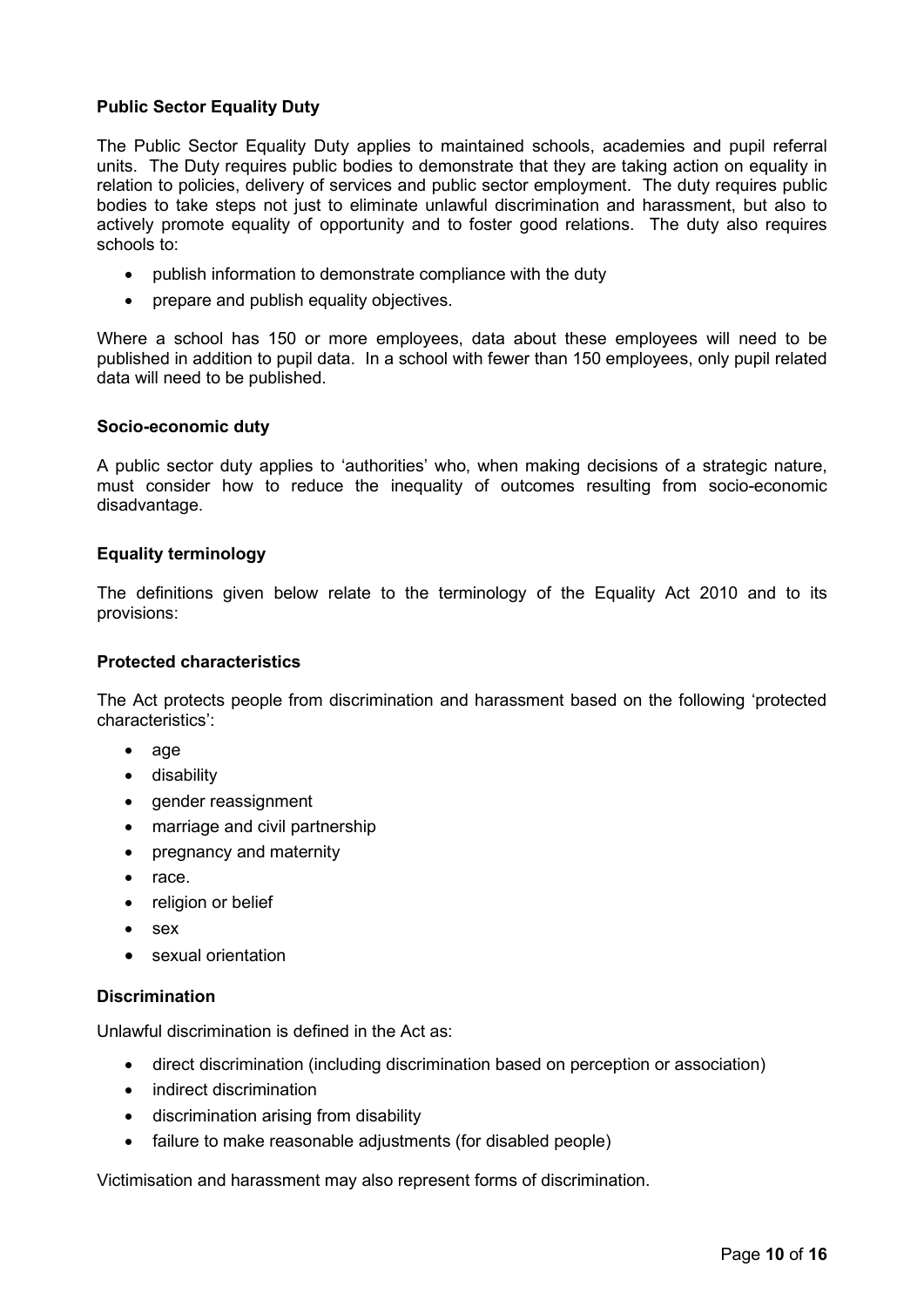### Public Sector Equality Duty

The Public Sector Equality Duty applies to maintained schools, academies and pupil referral units. The Duty requires public bodies to demonstrate that they are taking action on equality in relation to policies, delivery of services and public sector employment. The duty requires public bodies to take steps not just to eliminate unlawful discrimination and harassment, but also to actively promote equality of opportunity and to foster good relations. The duty also requires schools to:

- publish information to demonstrate compliance with the duty
- prepare and publish equality objectives.

Where a school has 150 or more employees, data about these employees will need to be published in addition to pupil data. In a school with fewer than 150 employees, only pupil related data will need to be published.

### Socio-economic duty

A public sector duty applies to 'authorities' who, when making decisions of a strategic nature, must consider how to reduce the inequality of outcomes resulting from socio-economic disadvantage.

### Equality terminology

The definitions given below relate to the terminology of the Equality Act 2010 and to its provisions:

### Protected characteristics

The Act protects people from discrimination and harassment based on the following 'protected characteristics':

- age
- disability
- gender reassignment
- marriage and civil partnership
- pregnancy and maternity
- race.
- religion or belief
- sex
- sexual orientation

### Discrimination

Unlawful discrimination is defined in the Act as:

- direct discrimination (including discrimination based on perception or association)
- indirect discrimination
- discrimination arising from disability
- failure to make reasonable adjustments (for disabled people)

Victimisation and harassment may also represent forms of discrimination.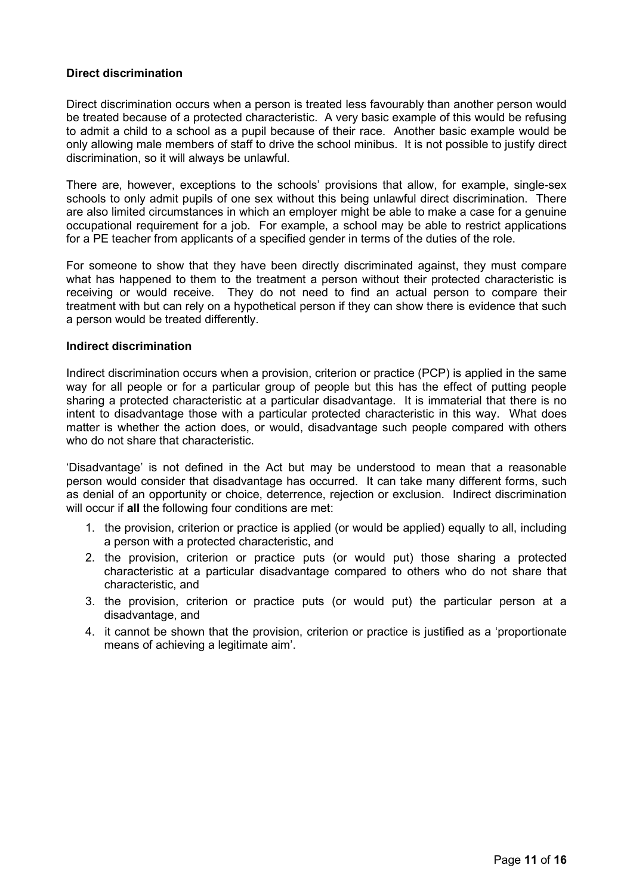### Direct discrimination

Direct discrimination occurs when a person is treated less favourably than another person would be treated because of a protected characteristic. A very basic example of this would be refusing to admit a child to a school as a pupil because of their race. Another basic example would be only allowing male members of staff to drive the school minibus. It is not possible to justify direct discrimination, so it will always be unlawful.

There are, however, exceptions to the schools' provisions that allow, for example, single-sex schools to only admit pupils of one sex without this being unlawful direct discrimination. There are also limited circumstances in which an employer might be able to make a case for a genuine occupational requirement for a job. For example, a school may be able to restrict applications for a PE teacher from applicants of a specified gender in terms of the duties of the role.

For someone to show that they have been directly discriminated against, they must compare what has happened to them to the treatment a person without their protected characteristic is receiving or would receive. They do not need to find an actual person to compare their treatment with but can rely on a hypothetical person if they can show there is evidence that such a person would be treated differently.

### Indirect discrimination

Indirect discrimination occurs when a provision, criterion or practice (PCP) is applied in the same way for all people or for a particular group of people but this has the effect of putting people sharing a protected characteristic at a particular disadvantage. It is immaterial that there is no intent to disadvantage those with a particular protected characteristic in this way. What does matter is whether the action does, or would, disadvantage such people compared with others who do not share that characteristic.

'Disadvantage' is not defined in the Act but may be understood to mean that a reasonable person would consider that disadvantage has occurred. It can take many different forms, such as denial of an opportunity or choice, deterrence, rejection or exclusion. Indirect discrimination will occur if **all** the following four conditions are met:

1. the provision, criterion or practice is applied (or would be applied) equally to all, including a person with a protected characteristic, and
2. the provision, criterion or practice puts (or would put) those sharing a protected characteristic at a particular disadvantage compared to others who do not share that characteristic, and
3. the provision, criterion or practice puts (or would put) the particular person at a disadvantage, and
4. it cannot be shown that the provision, criterion or practice is justified as a 'proportionate means of achieving a legitimate aim'.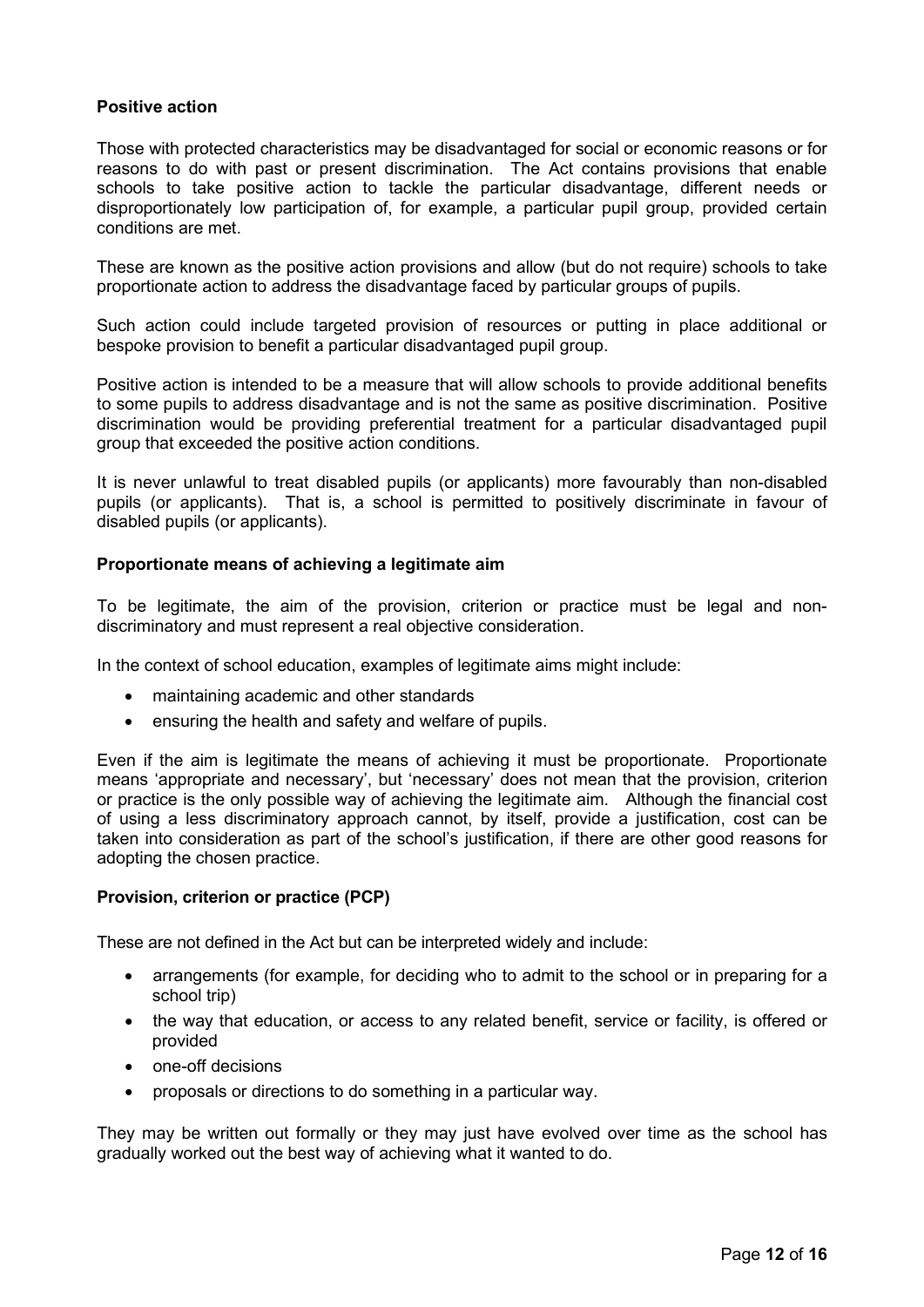**Positive action**

Those with protected characteristics may be disadvantaged for social or economic reasons or for reasons to do with past or present discrimination. The Act contains provisions that enable schools to take positive action to tackle the particular disadvantage, different needs or disproportionately low participation of, for example, a particular pupil group, provided certain conditions are met.

These are known as the positive action provisions and allow (but do not require) schools to take proportionate action to address the disadvantage faced by particular groups of pupils.

Such action could include targeted provision of resources or putting in place additional or bespoke provision to benefit a particular disadvantaged pupil group.

Positive action is intended to be a measure that will allow schools to provide additional benefits to some pupils to address disadvantage and is not the same as positive discrimination. Positive discrimination would be providing preferential treatment for a particular disadvantaged pupil group that exceeded the positive action conditions.

It is never unlawful to treat disabled pupils (or applicants) more favourably than non-disabled pupils (or applicants). That is, a school is permitted to positively discriminate in favour of disabled pupils (or applicants).

**Proportionate means of achieving a legitimate aim**

To be legitimate, the aim of the provision, criterion or practice must be legal and non-discriminatory and must represent a real objective consideration.

In the context of school education, examples of legitimate aims might include:

- maintaining academic and other standards
- ensuring the health and safety and welfare of pupils.

Even if the aim is legitimate the means of achieving it must be proportionate. Proportionate means 'appropriate and necessary', but 'necessary' does not mean that the provision, criterion or practice is the only possible way of achieving the legitimate aim. Although the financial cost of using a less discriminatory approach cannot, by itself, provide a justification, cost can be taken into consideration as part of the school's justification, if there are other good reasons for adopting the chosen practice.

**Provision, criterion or practice (PCP)**

These are not defined in the Act but can be interpreted widely and include:

- arrangements (for example, for deciding who to admit to the school or in preparing for a school trip)
- the way that education, or access to any related benefit, service or facility, is offered or provided
- one-off decisions
- proposals or directions to do something in a particular way.

They may be written out formally or they may just have evolved over time as the school has gradually worked out the best way of achieving what it wanted to do.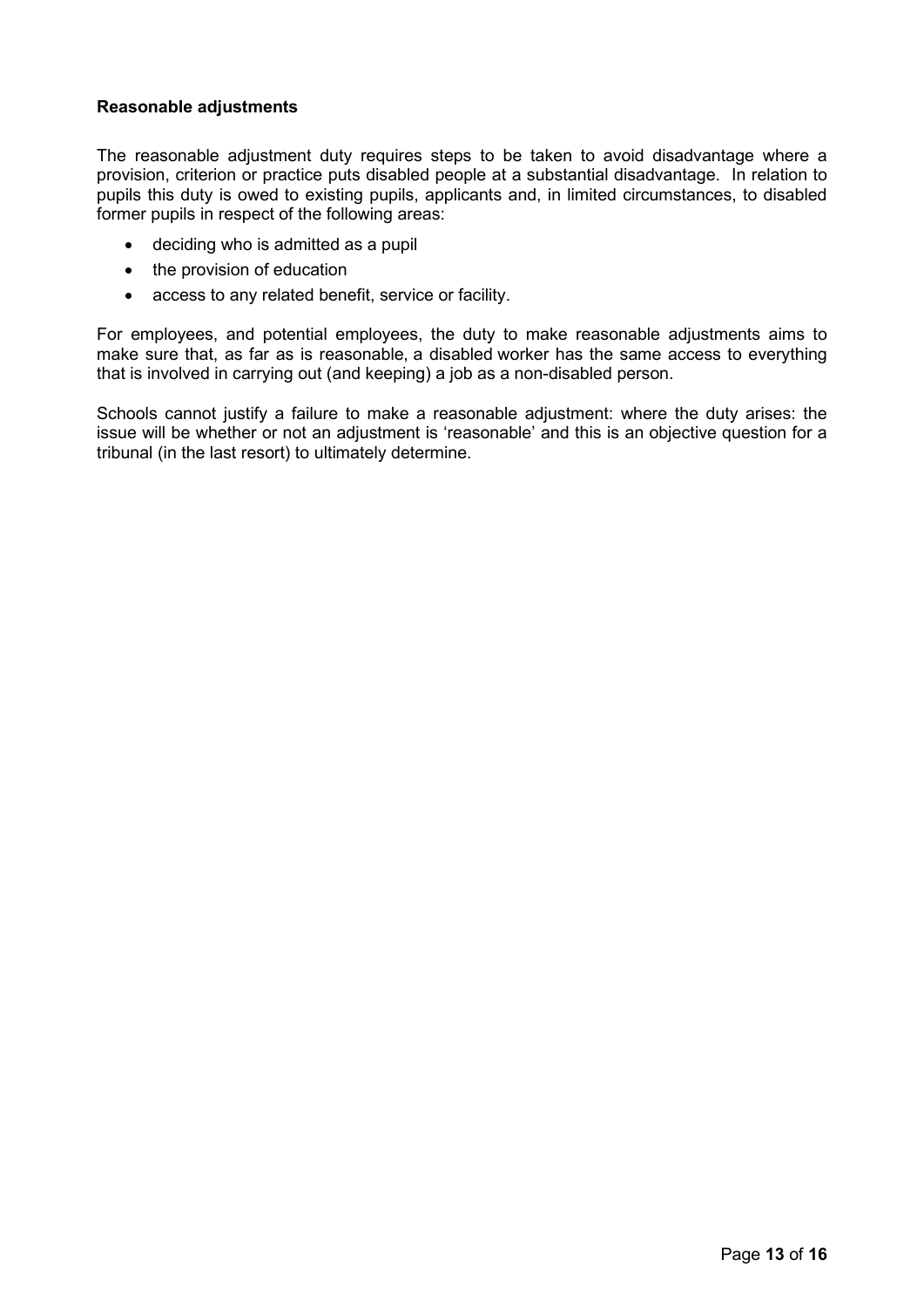**Reasonable adjustments**

The reasonable adjustment duty requires steps to be taken to avoid disadvantage where a provision, criterion or practice puts disabled people at a substantial disadvantage. In relation to pupils this duty is owed to existing pupils, applicants and, in limited circumstances, to disabled former pupils in respect of the following areas:

- deciding who is admitted as a pupil
- the provision of education
- access to any related benefit, service or facility.

For employees, and potential employees, the duty to make reasonable adjustments aims to make sure that, as far as is reasonable, a disabled worker has the same access to everything that is involved in carrying out (and keeping) a job as a non-disabled person.

Schools cannot justify a failure to make a reasonable adjustment: where the duty arises: the issue will be whether or not an adjustment is 'reasonable' and this is an objective question for a tribunal (in the last resort) to ultimately determine.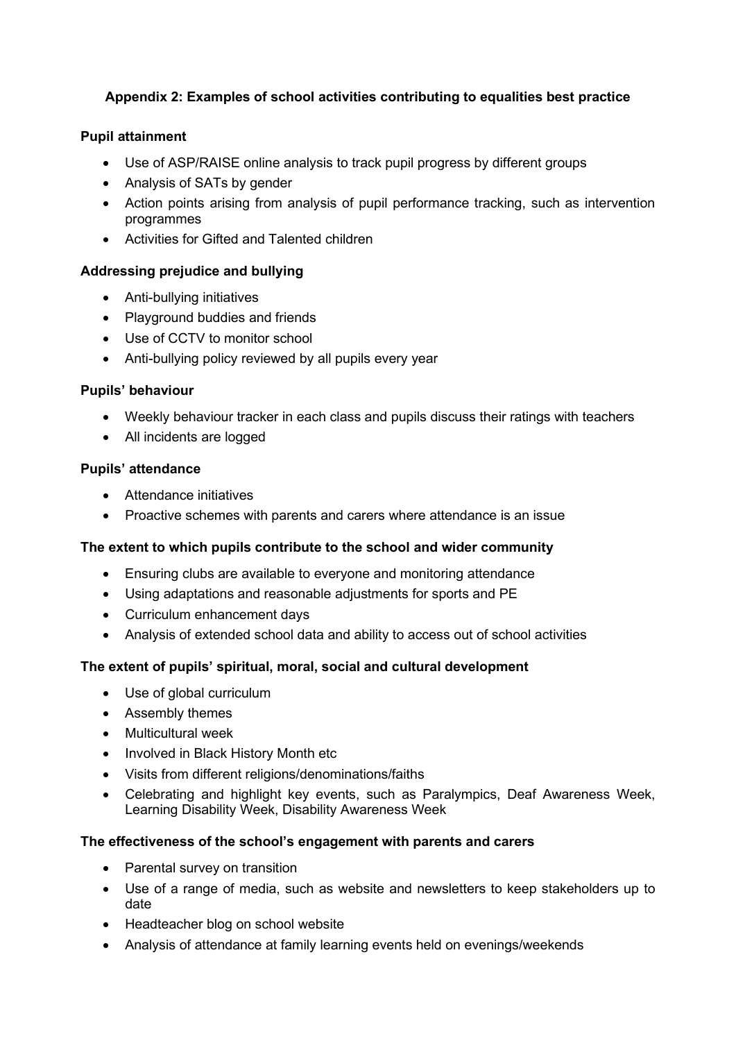## Appendix 2: Examples of school activities contributing to equalities best practice

**Pupil attainment**

- Use of ASP/RAISE online analysis to track pupil progress by different groups
- Analysis of SATs by gender
- Action points arising from analysis of pupil performance tracking, such as intervention programmes
- Activities for Gifted and Talented children

**Addressing prejudice and bullying**

- Anti-bullying initiatives
- Playground buddies and friends
- Use of CCTV to monitor school
- Anti-bullying policy reviewed by all pupils every year

**Pupils' behaviour**

- Weekly behaviour tracker in each class and pupils discuss their ratings with teachers
- All incidents are logged

**Pupils' attendance**

- Attendance initiatives
- Proactive schemes with parents and carers where attendance is an issue

**The extent to which pupils contribute to the school and wider community**

- Ensuring clubs are available to everyone and monitoring attendance
- Using adaptations and reasonable adjustments for sports and PE
- Curriculum enhancement days
- Analysis of extended school data and ability to access out of school activities

**The extent of pupils' spiritual, moral, social and cultural development**

- Use of global curriculum
- Assembly themes
- Multicultural week
- Involved in Black History Month etc
- Visits from different religions/denominations/faiths
- Celebrating and highlight key events, such as Paralympics, Deaf Awareness Week, Learning Disability Week, Disability Awareness Week

**The effectiveness of the school's engagement with parents and carers**

- Parental survey on transition
- Use of a range of media, such as website and newsletters to keep stakeholders up to date
- Headteacher blog on school website
- Analysis of attendance at family learning events held on evenings/weekends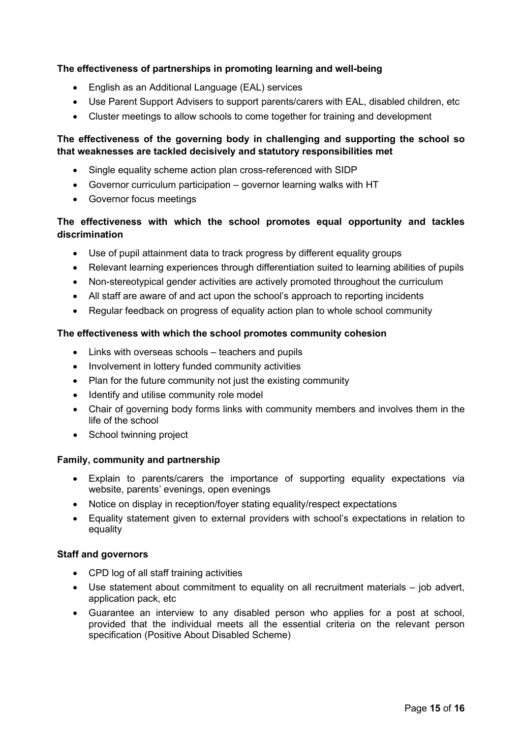**The effectiveness of partnerships in promoting learning and well-being**

- English as an Additional Language (EAL) services
- Use Parent Support Advisers to support parents/carers with EAL, disabled children, etc
- Cluster meetings to allow schools to come together for training and development

**The effectiveness of the governing body in challenging and supporting the school so that weaknesses are tackled decisively and statutory responsibilities met**

- Single equality scheme action plan cross-referenced with SIDP
- Governor curriculum participation – governor learning walks with HT
- Governor focus meetings

**The effectiveness with which the school promotes equal opportunity and tackles discrimination**

- Use of pupil attainment data to track progress by different equality groups
- Relevant learning experiences through differentiation suited to learning abilities of pupils
- Non-stereotypical gender activities are actively promoted throughout the curriculum
- All staff are aware of and act upon the school's approach to reporting incidents
- Regular feedback on progress of equality action plan to whole school community

**The effectiveness with which the school promotes community cohesion**

- Links with overseas schools – teachers and pupils
- Involvement in lottery funded community activities
- Plan for the future community not just the existing community
- Identify and utilise community role model
- Chair of governing body forms links with community members and involves them in the life of the school
- School twinning project

**Family, community and partnership**

- Explain to parents/carers the importance of supporting equality expectations via website, parents' evenings, open evenings
- Notice on display in reception/foyer stating equality/respect expectations
- Equality statement given to external providers with school's expectations in relation to equality

**Staff and governors**

- CPD log of all staff training activities
- Use statement about commitment to equality on all recruitment materials – job advert, application pack, etc
- Guarantee an interview to any disabled person who applies for a post at school, provided that the individual meets all the essential criteria on the relevant person specification (Positive About Disabled Scheme)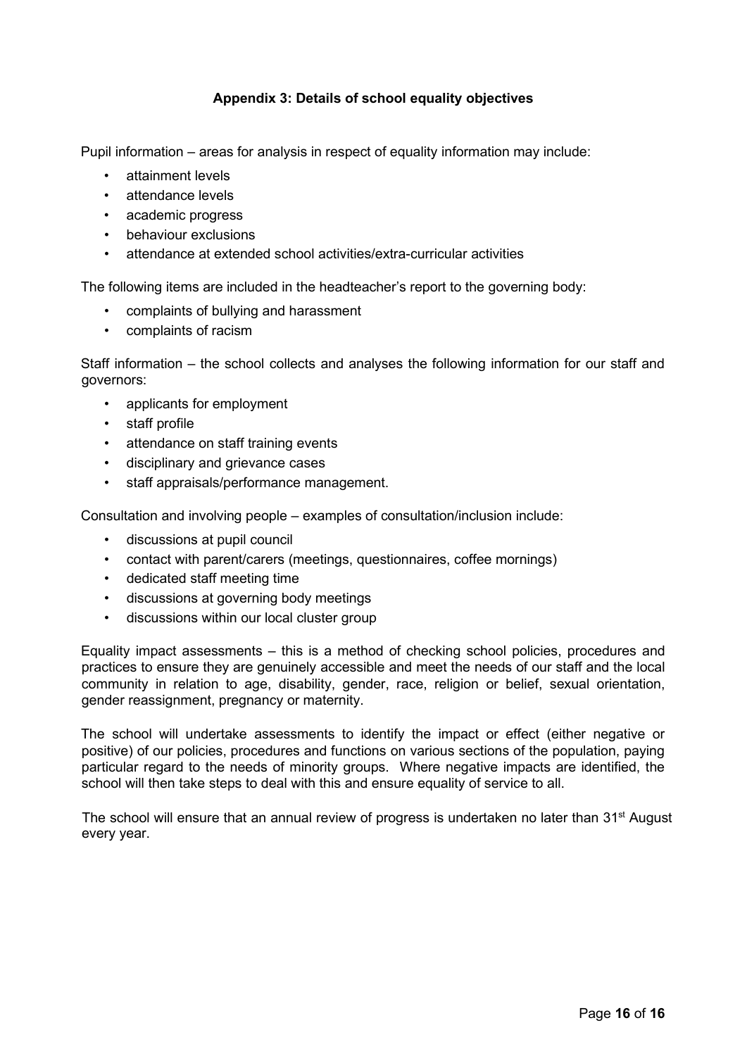### Appendix 3: Details of school equality objectives

Pupil information – areas for analysis in respect of equality information may include:

- attainment levels
- attendance levels
- academic progress
- behaviour exclusions
- attendance at extended school activities/extra-curricular activities

The following items are included in the headteacher's report to the governing body:

- complaints of bullying and harassment
- complaints of racism

Staff information – the school collects and analyses the following information for our staff and governors:

- applicants for employment
- staff profile
- attendance on staff training events
- disciplinary and grievance cases
- staff appraisals/performance management.

Consultation and involving people – examples of consultation/inclusion include:

- discussions at pupil council
- contact with parent/carers (meetings, questionnaires, coffee mornings)
- dedicated staff meeting time
- discussions at governing body meetings
- discussions within our local cluster group

Equality impact assessments – this is a method of checking school policies, procedures and practices to ensure they are genuinely accessible and meet the needs of our staff and the local community in relation to age, disability, gender, race, religion or belief, sexual orientation, gender reassignment, pregnancy or maternity.

The school will undertake assessments to identify the impact or effect (either negative or positive) of our policies, procedures and functions on various sections of the population, paying particular regard to the needs of minority groups. Where negative impacts are identified, the school will then take steps to deal with this and ensure equality of service to all.

The school will ensure that an annual review of progress is undertaken no later than 31st August every year.